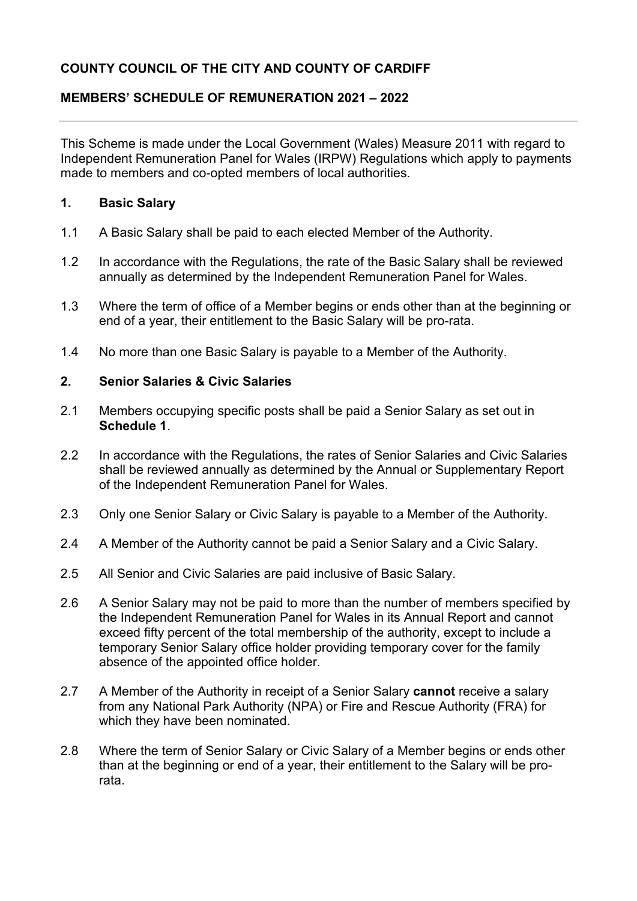# COUNTY COUNCIL OF THE CITY AND COUNTY OF CARDIFF

## MEMBERS' SCHEDULE OF REMUNERATION 2021 – 2022

---

This Scheme is made under the Local Government (Wales) Measure 2011 with regard to Independent Remuneration Panel for Wales (IRPW) Regulations which apply to payments made to members and co-opted members of local authorities.

### 1. Basic Salary

1.1 A Basic Salary shall be paid to each elected Member of the Authority.

1.2 In accordance with the Regulations, the rate of the Basic Salary shall be reviewed annually as determined by the Independent Remuneration Panel for Wales.

1.3 Where the term of office of a Member begins or ends other than at the beginning or end of a year, their entitlement to the Basic Salary will be pro-rata.

1.4 No more than one Basic Salary is payable to a Member of the Authority.

### 2. Senior Salaries & Civic Salaries

2.1 Members occupying specific posts shall be paid a Senior Salary as set out in **Schedule 1**.

2.2 In accordance with the Regulations, the rates of Senior Salaries and Civic Salaries shall be reviewed annually as determined by the Annual or Supplementary Report of the Independent Remuneration Panel for Wales.

2.3 Only one Senior Salary or Civic Salary is payable to a Member of the Authority.

2.4 A Member of the Authority cannot be paid a Senior Salary and a Civic Salary.

2.5 All Senior and Civic Salaries are paid inclusive of Basic Salary.

2.6 A Senior Salary may not be paid to more than the number of members specified by the Independent Remuneration Panel for Wales in its Annual Report and cannot exceed fifty percent of the total membership of the authority, except to include a temporary Senior Salary office holder providing temporary cover for the family absence of the appointed office holder.

2.7 A Member of the Authority in receipt of a Senior Salary **cannot** receive a salary from any National Park Authority (NPA) or Fire and Rescue Authority (FRA) for which they have been nominated.

2.8 Where the term of Senior Salary or Civic Salary of a Member begins or ends other than at the beginning or end of a year, their entitlement to the Salary will be pro-rata.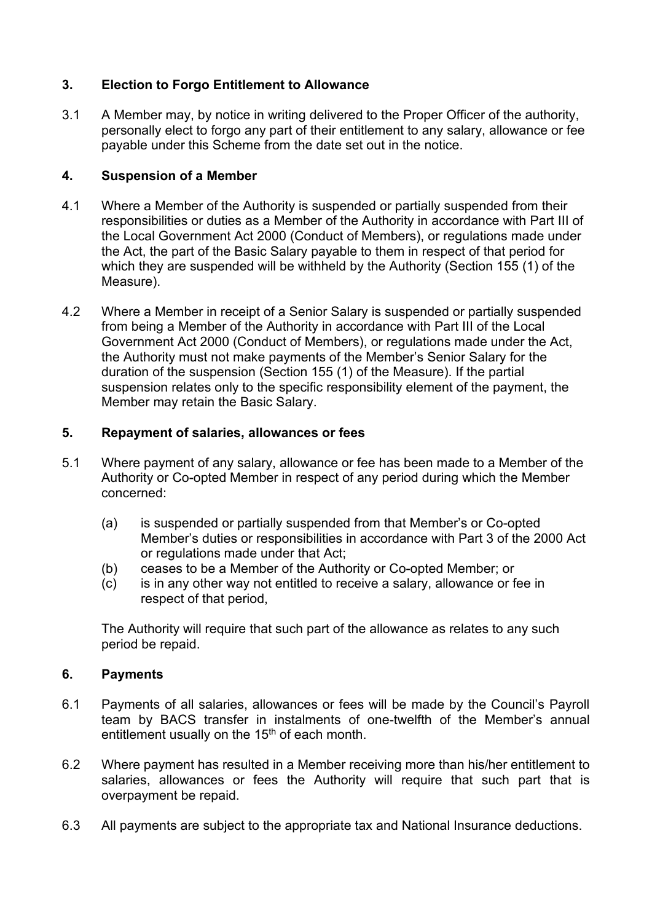## 3. Election to Forgo Entitlement to Allowance

3.1 A Member may, by notice in writing delivered to the Proper Officer of the authority, personally elect to forgo any part of their entitlement to any salary, allowance or fee payable under this Scheme from the date set out in the notice.

## 4. Suspension of a Member

4.1 Where a Member of the Authority is suspended or partially suspended from their responsibilities or duties as a Member of the Authority in accordance with Part III of the Local Government Act 2000 (Conduct of Members), or regulations made under the Act, the part of the Basic Salary payable to them in respect of that period for which they are suspended will be withheld by the Authority (Section 155 (1) of the Measure).

4.2 Where a Member in receipt of a Senior Salary is suspended or partially suspended from being a Member of the Authority in accordance with Part III of the Local Government Act 2000 (Conduct of Members), or regulations made under the Act, the Authority must not make payments of the Member's Senior Salary for the duration of the suspension (Section 155 (1) of the Measure). If the partial suspension relates only to the specific responsibility element of the payment, the Member may retain the Basic Salary.

## 5. Repayment of salaries, allowances or fees

5.1 Where payment of any salary, allowance or fee has been made to a Member of the Authority or Co-opted Member in respect of any period during which the Member concerned:

(a) is suspended or partially suspended from that Member's or Co-opted Member's duties or responsibilities in accordance with Part 3 of the 2000 Act or regulations made under that Act;
(b) ceases to be a Member of the Authority or Co-opted Member; or
(c) is in any other way not entitled to receive a salary, allowance or fee in respect of that period,

The Authority will require that such part of the allowance as relates to any such period be repaid.

## 6. Payments

6.1 Payments of all salaries, allowances or fees will be made by the Council's Payroll team by BACS transfer in instalments of one-twelfth of the Member's annual entitlement usually on the 15th of each month.

6.2 Where payment has resulted in a Member receiving more than his/her entitlement to salaries, allowances or fees the Authority will require that such part that is overpayment be repaid.

6.3 All payments are subject to the appropriate tax and National Insurance deductions.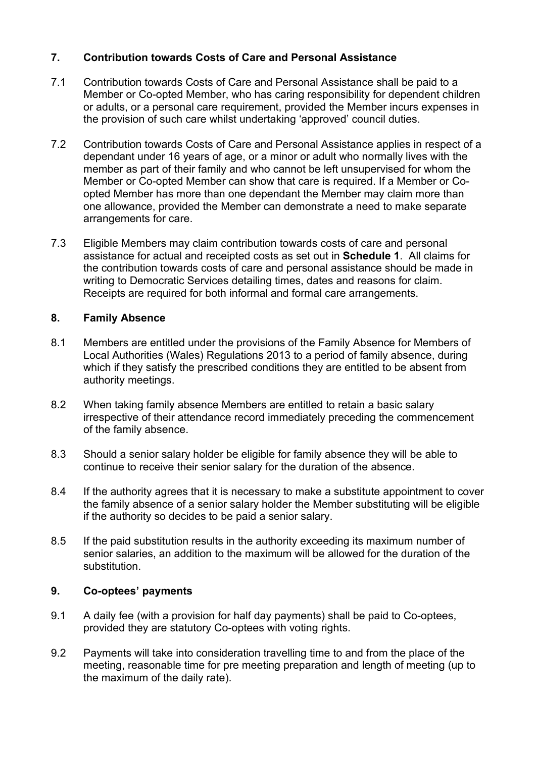## 7. Contribution towards Costs of Care and Personal Assistance

7.1 Contribution towards Costs of Care and Personal Assistance shall be paid to a Member or Co-opted Member, who has caring responsibility for dependent children or adults, or a personal care requirement, provided the Member incurs expenses in the provision of such care whilst undertaking 'approved' council duties.

7.2 Contribution towards Costs of Care and Personal Assistance applies in respect of a dependant under 16 years of age, or a minor or adult who normally lives with the member as part of their family and who cannot be left unsupervised for whom the Member or Co-opted Member can show that care is required. If a Member or Co-opted Member has more than one dependant the Member may claim more than one allowance, provided the Member can demonstrate a need to make separate arrangements for care.

7.3 Eligible Members may claim contribution towards costs of care and personal assistance for actual and receipted costs as set out in **Schedule 1**. All claims for the contribution towards costs of care and personal assistance should be made in writing to Democratic Services detailing times, dates and reasons for claim. Receipts are required for both informal and formal care arrangements.

## 8. Family Absence

8.1 Members are entitled under the provisions of the Family Absence for Members of Local Authorities (Wales) Regulations 2013 to a period of family absence, during which if they satisfy the prescribed conditions they are entitled to be absent from authority meetings.

8.2 When taking family absence Members are entitled to retain a basic salary irrespective of their attendance record immediately preceding the commencement of the family absence.

8.3 Should a senior salary holder be eligible for family absence they will be able to continue to receive their senior salary for the duration of the absence.

8.4 If the authority agrees that it is necessary to make a substitute appointment to cover the family absence of a senior salary holder the Member substituting will be eligible if the authority so decides to be paid a senior salary.

8.5 If the paid substitution results in the authority exceeding its maximum number of senior salaries, an addition to the maximum will be allowed for the duration of the substitution.

## 9. Co-optees' payments

9.1 A daily fee (with a provision for half day payments) shall be paid to Co-optees, provided they are statutory Co-optees with voting rights.

9.2 Payments will take into consideration travelling time to and from the place of the meeting, reasonable time for pre meeting preparation and length of meeting (up to the maximum of the daily rate).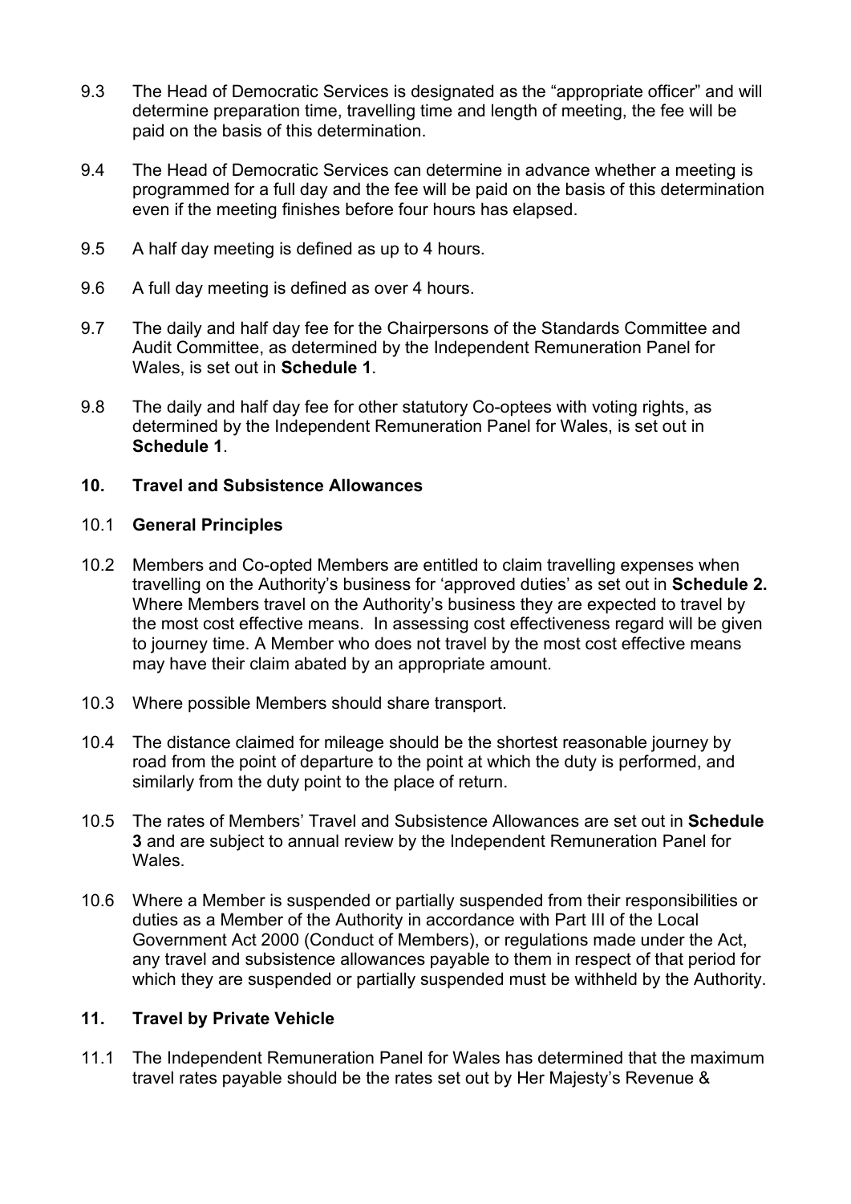9.3 The Head of Democratic Services is designated as the "appropriate officer" and will determine preparation time, travelling time and length of meeting, the fee will be paid on the basis of this determination.

9.4 The Head of Democratic Services can determine in advance whether a meeting is programmed for a full day and the fee will be paid on the basis of this determination even if the meeting finishes before four hours has elapsed.

9.5 A half day meeting is defined as up to 4 hours.

9.6 A full day meeting is defined as over 4 hours.

9.7 The daily and half day fee for the Chairpersons of the Standards Committee and Audit Committee, as determined by the Independent Remuneration Panel for Wales, is set out in **Schedule 1**.

9.8 The daily and half day fee for other statutory Co-optees with voting rights, as determined by the Independent Remuneration Panel for Wales, is set out in **Schedule 1**.

## 10. Travel and Subsistence Allowances

### 10.1 General Principles

10.2 Members and Co-opted Members are entitled to claim travelling expenses when travelling on the Authority's business for 'approved duties' as set out in **Schedule 2.** Where Members travel on the Authority's business they are expected to travel by the most cost effective means. In assessing cost effectiveness regard will be given to journey time. A Member who does not travel by the most cost effective means may have their claim abated by an appropriate amount.

10.3 Where possible Members should share transport.

10.4 The distance claimed for mileage should be the shortest reasonable journey by road from the point of departure to the point at which the duty is performed, and similarly from the duty point to the place of return.

10.5 The rates of Members' Travel and Subsistence Allowances are set out in **Schedule 3** and are subject to annual review by the Independent Remuneration Panel for Wales.

10.6 Where a Member is suspended or partially suspended from their responsibilities or duties as a Member of the Authority in accordance with Part III of the Local Government Act 2000 (Conduct of Members), or regulations made under the Act, any travel and subsistence allowances payable to them in respect of that period for which they are suspended or partially suspended must be withheld by the Authority.

## 11. Travel by Private Vehicle

11.1 The Independent Remuneration Panel for Wales has determined that the maximum travel rates payable should be the rates set out by Her Majesty's Revenue &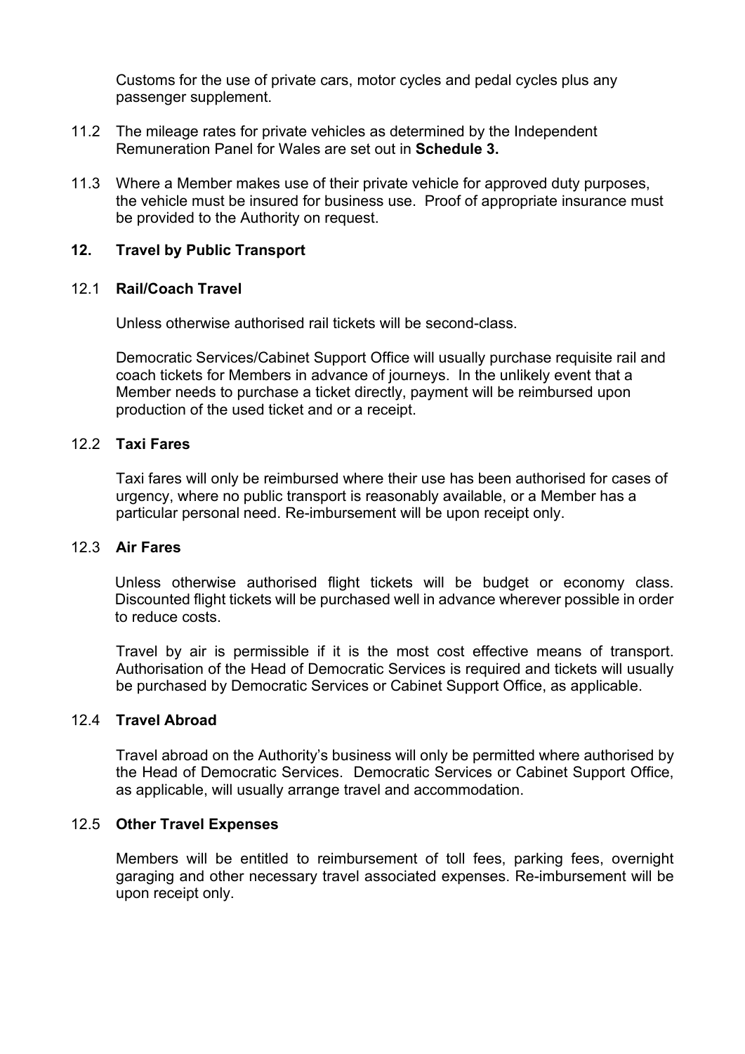Customs for the use of private cars, motor cycles and pedal cycles plus any passenger supplement.

11.2 The mileage rates for private vehicles as determined by the Independent Remuneration Panel for Wales are set out in **Schedule 3.**

11.3 Where a Member makes use of their private vehicle for approved duty purposes, the vehicle must be insured for business use. Proof of appropriate insurance must be provided to the Authority on request.

## 12. Travel by Public Transport

### 12.1 Rail/Coach Travel

Unless otherwise authorised rail tickets will be second-class.

Democratic Services/Cabinet Support Office will usually purchase requisite rail and coach tickets for Members in advance of journeys. In the unlikely event that a Member needs to purchase a ticket directly, payment will be reimbursed upon production of the used ticket and or a receipt.

### 12.2 Taxi Fares

Taxi fares will only be reimbursed where their use has been authorised for cases of urgency, where no public transport is reasonably available, or a Member has a particular personal need. Re-imbursement will be upon receipt only.

### 12.3 Air Fares

Unless otherwise authorised flight tickets will be budget or economy class. Discounted flight tickets will be purchased well in advance wherever possible in order to reduce costs.

Travel by air is permissible if it is the most cost effective means of transport. Authorisation of the Head of Democratic Services is required and tickets will usually be purchased by Democratic Services or Cabinet Support Office, as applicable.

### 12.4 Travel Abroad

Travel abroad on the Authority's business will only be permitted where authorised by the Head of Democratic Services. Democratic Services or Cabinet Support Office, as applicable, will usually arrange travel and accommodation.

### 12.5 Other Travel Expenses

Members will be entitled to reimbursement of toll fees, parking fees, overnight garaging and other necessary travel associated expenses. Re-imbursement will be upon receipt only.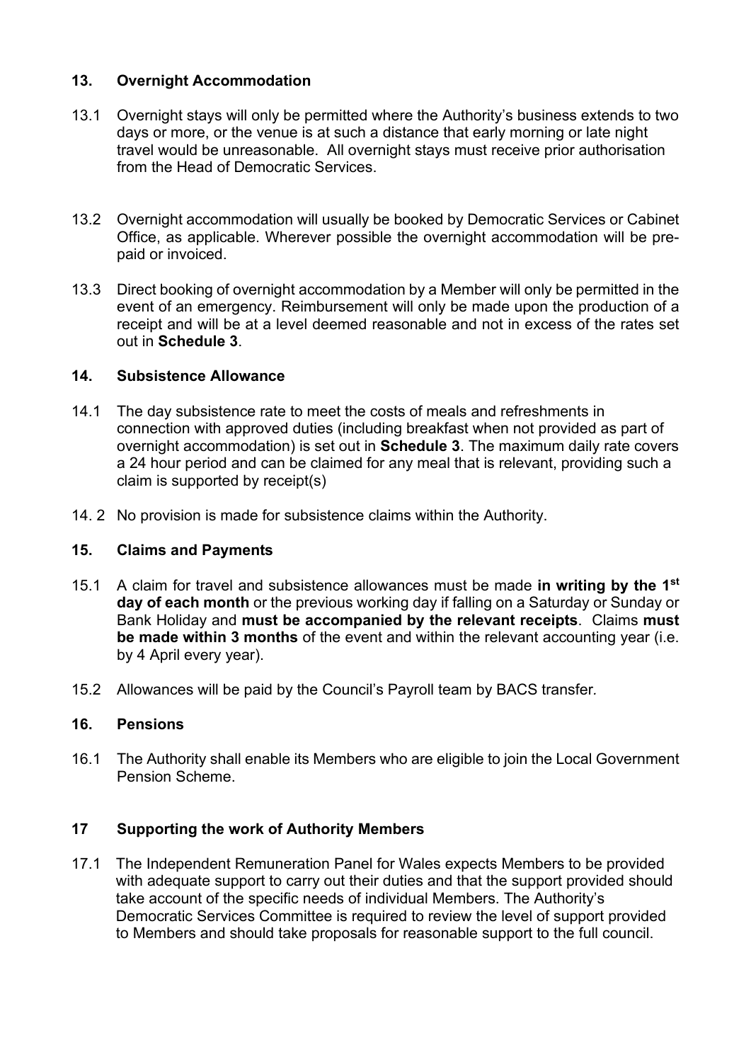## 13. Overnight Accommodation

13.1 Overnight stays will only be permitted where the Authority's business extends to two days or more, or the venue is at such a distance that early morning or late night travel would be unreasonable. All overnight stays must receive prior authorisation from the Head of Democratic Services.

13.2 Overnight accommodation will usually be booked by Democratic Services or Cabinet Office, as applicable. Wherever possible the overnight accommodation will be pre-paid or invoiced.

13.3 Direct booking of overnight accommodation by a Member will only be permitted in the event of an emergency. Reimbursement will only be made upon the production of a receipt and will be at a level deemed reasonable and not in excess of the rates set out in **Schedule 3**.

## 14. Subsistence Allowance

14.1 The day subsistence rate to meet the costs of meals and refreshments in connection with approved duties (including breakfast when not provided as part of overnight accommodation) is set out in **Schedule 3**. The maximum daily rate covers a 24 hour period and can be claimed for any meal that is relevant, providing such a claim is supported by receipt(s)

14. 2 No provision is made for subsistence claims within the Authority.

## 15. Claims and Payments

15.1 A claim for travel and subsistence allowances must be made **in writing by the 1st day of each month** or the previous working day if falling on a Saturday or Sunday or Bank Holiday and **must be accompanied by the relevant receipts**. Claims **must be made within 3 months** of the event and within the relevant accounting year (i.e. by 4 April every year).

15.2 Allowances will be paid by the Council's Payroll team by BACS transfer.

## 16. Pensions

16.1 The Authority shall enable its Members who are eligible to join the Local Government Pension Scheme.

## 17 Supporting the work of Authority Members

17.1 The Independent Remuneration Panel for Wales expects Members to be provided with adequate support to carry out their duties and that the support provided should take account of the specific needs of individual Members. The Authority's Democratic Services Committee is required to review the level of support provided to Members and should take proposals for reasonable support to the full council.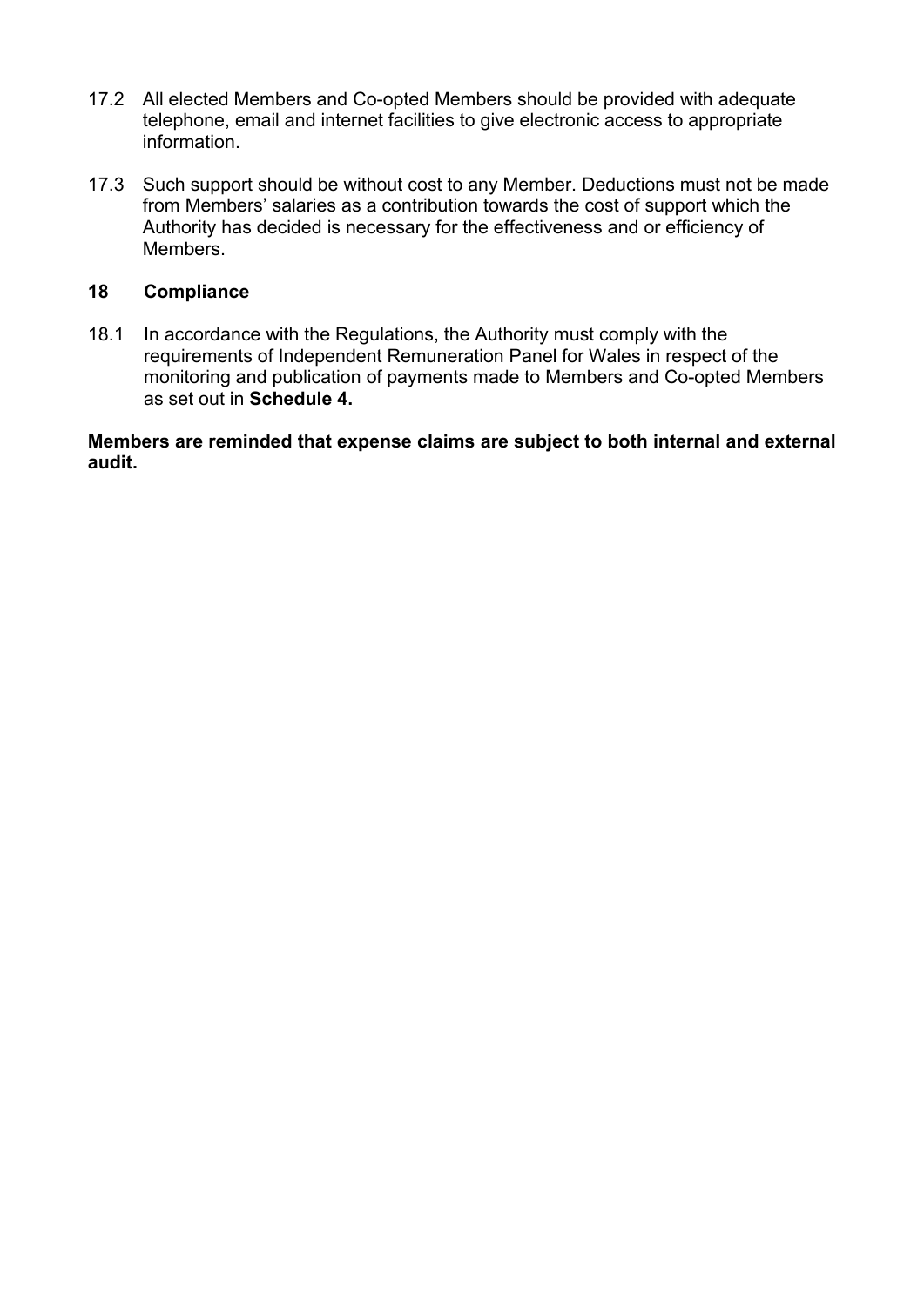17.2 All elected Members and Co-opted Members should be provided with adequate telephone, email and internet facilities to give electronic access to appropriate information.

17.3 Such support should be without cost to any Member. Deductions must not be made from Members' salaries as a contribution towards the cost of support which the Authority has decided is necessary for the effectiveness and or efficiency of Members.

## 18 Compliance

18.1 In accordance with the Regulations, the Authority must comply with the requirements of Independent Remuneration Panel for Wales in respect of the monitoring and publication of payments made to Members and Co-opted Members as set out in **Schedule 4.**

**Members are reminded that expense claims are subject to both internal and external audit.**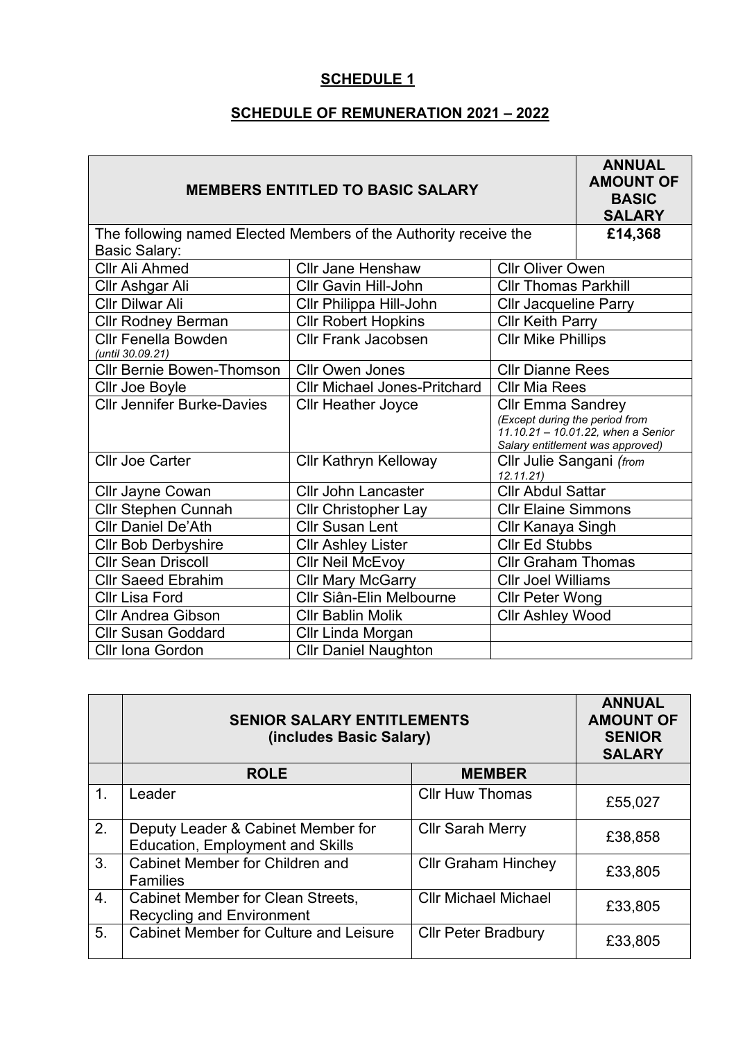# SCHEDULE 1

## SCHEDULE OF REMUNERATION 2021 – 2022

| MEMBERS ENTITLED TO BASIC SALARY | | | ANNUAL AMOUNT OF BASIC SALARY |
|---|---|---|---|
| The following named Elected Members of the Authority receive the Basic Salary: | | | £14,368 |
| Cllr Ali Ahmed | Cllr Jane Henshaw | Cllr Oliver Owen | |
| Cllr Ashgar Ali | Cllr Gavin Hill-John | Cllr Thomas Parkhill | |
| Cllr Dilwar Ali | Cllr Philippa Hill-John | Cllr Jacqueline Parry | |
| Cllr Rodney Berman | Cllr Robert Hopkins | Cllr Keith Parry | |
| Cllr Fenella Bowden *(until 30.09.21)* | Cllr Frank Jacobsen | Cllr Mike Phillips | |
| Cllr Bernie Bowen-Thomson | Cllr Owen Jones | Cllr Dianne Rees | |
| Cllr Joe Boyle | Cllr Michael Jones-Pritchard | Cllr Mia Rees | |
| Cllr Jennifer Burke-Davies | Cllr Heather Joyce | Cllr Emma Sandrey *(Except during the period from 11.10.21 – 10.01.22, when a Senior Salary entitlement was approved)* | |
| Cllr Joe Carter | Cllr Kathryn Kelloway | Cllr Julie Sangani *(from 12.11.21)* | |
| Cllr Jayne Cowan | Cllr John Lancaster | Cllr Abdul Sattar | |
| Cllr Stephen Cunnah | Cllr Christopher Lay | Cllr Elaine Simmons | |
| Cllr Daniel De'Ath | Cllr Susan Lent | Cllr Kanaya Singh | |
| Cllr Bob Derbyshire | Cllr Ashley Lister | Cllr Ed Stubbs | |
| Cllr Sean Driscoll | Cllr Neil McEvoy | Cllr Graham Thomas | |
| Cllr Saeed Ebrahim | Cllr Mary McGarry | Cllr Joel Williams | |
| Cllr Lisa Ford | Cllr Siân-Elin Melbourne | Cllr Peter Wong | |
| Cllr Andrea Gibson | Cllr Bablin Molik | Cllr Ashley Wood | |
| Cllr Susan Goddard | Cllr Linda Morgan | | |
| Cllr Iona Gordon | Cllr Daniel Naughton | | |

| | SENIOR SALARY ENTITLEMENTS (includes Basic Salary) | | ANNUAL AMOUNT OF SENIOR SALARY |
|---|---|---|---|
| | **ROLE** | **MEMBER** | |
| 1. | Leader | Cllr Huw Thomas | £55,027 |
| 2. | Deputy Leader & Cabinet Member for Education, Employment and Skills | Cllr Sarah Merry | £38,858 |
| 3. | Cabinet Member for Children and Families | Cllr Graham Hinchey | £33,805 |
| 4. | Cabinet Member for Clean Streets, Recycling and Environment | Cllr Michael Michael | £33,805 |
| 5. | Cabinet Member for Culture and Leisure | Cllr Peter Bradbury | £33,805 |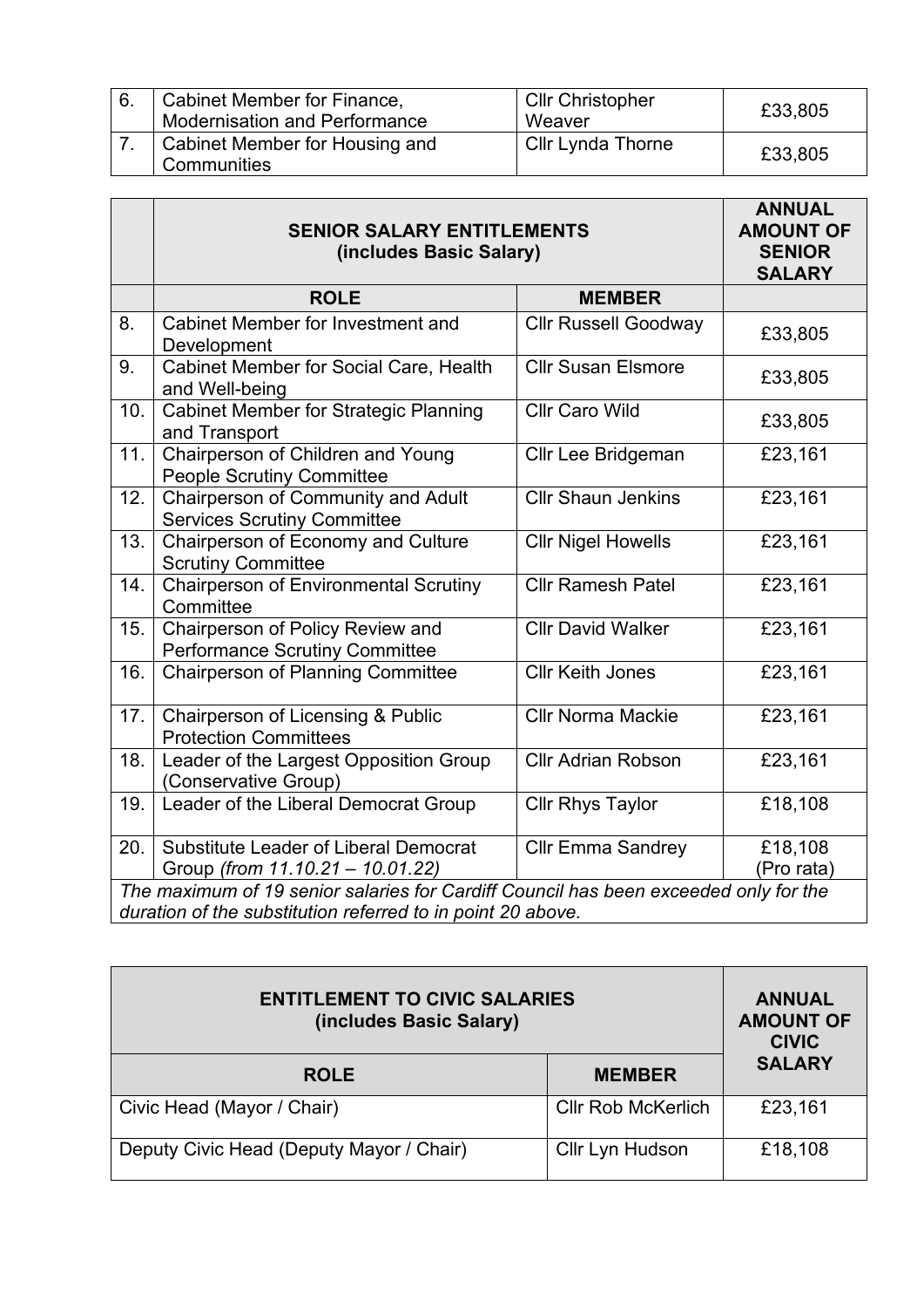| | | | |
|---|---|---|---|
| 6. | Cabinet Member for Finance, Modernisation and Performance | Cllr Christopher Weaver | £33,805 |
| 7. | Cabinet Member for Housing and Communities | Cllr Lynda Thorne | £33,805 |

| | **SENIOR SALARY ENTITLEMENTS (includes Basic Salary)** | | **ANNUAL AMOUNT OF SENIOR SALARY** |
|---|---|---|---|
| | **ROLE** | **MEMBER** | |
| 8. | Cabinet Member for Investment and Development | Cllr Russell Goodway | £33,805 |
| 9. | Cabinet Member for Social Care, Health and Well-being | Cllr Susan Elsmore | £33,805 |
| 10. | Cabinet Member for Strategic Planning and Transport | Cllr Caro Wild | £33,805 |
| 11. | Chairperson of Children and Young People Scrutiny Committee | Cllr Lee Bridgeman | £23,161 |
| 12. | Chairperson of Community and Adult Services Scrutiny Committee | Cllr Shaun Jenkins | £23,161 |
| 13. | Chairperson of Economy and Culture Scrutiny Committee | Cllr Nigel Howells | £23,161 |
| 14. | Chairperson of Environmental Scrutiny Committee | Cllr Ramesh Patel | £23,161 |
| 15. | Chairperson of Policy Review and Performance Scrutiny Committee | Cllr David Walker | £23,161 |
| 16. | Chairperson of Planning Committee | Cllr Keith Jones | £23,161 |
| 17. | Chairperson of Licensing & Public Protection Committees | Cllr Norma Mackie | £23,161 |
| 18. | Leader of the Largest Opposition Group (Conservative Group) | Cllr Adrian Robson | £23,161 |
| 19. | Leader of the Liberal Democrat Group | Cllr Rhys Taylor | £18,108 |
| 20. | Substitute Leader of Liberal Democrat Group *(from 11.10.21 – 10.01.22)* | Cllr Emma Sandrey | £18,108 (Pro rata) |
| *The maximum of 19 senior salaries for Cardiff Council has been exceeded only for the duration of the substitution referred to in point 20 above.* | | | |

| **ENTITLEMENT TO CIVIC SALARIES (includes Basic Salary)** | | **ANNUAL AMOUNT OF CIVIC SALARY** |
|---|---|---|
| **ROLE** | **MEMBER** | |
| Civic Head (Mayor / Chair) | Cllr Rob McKerlich | £23,161 |
| Deputy Civic Head (Deputy Mayor / Chair) | Cllr Lyn Hudson | £18,108 |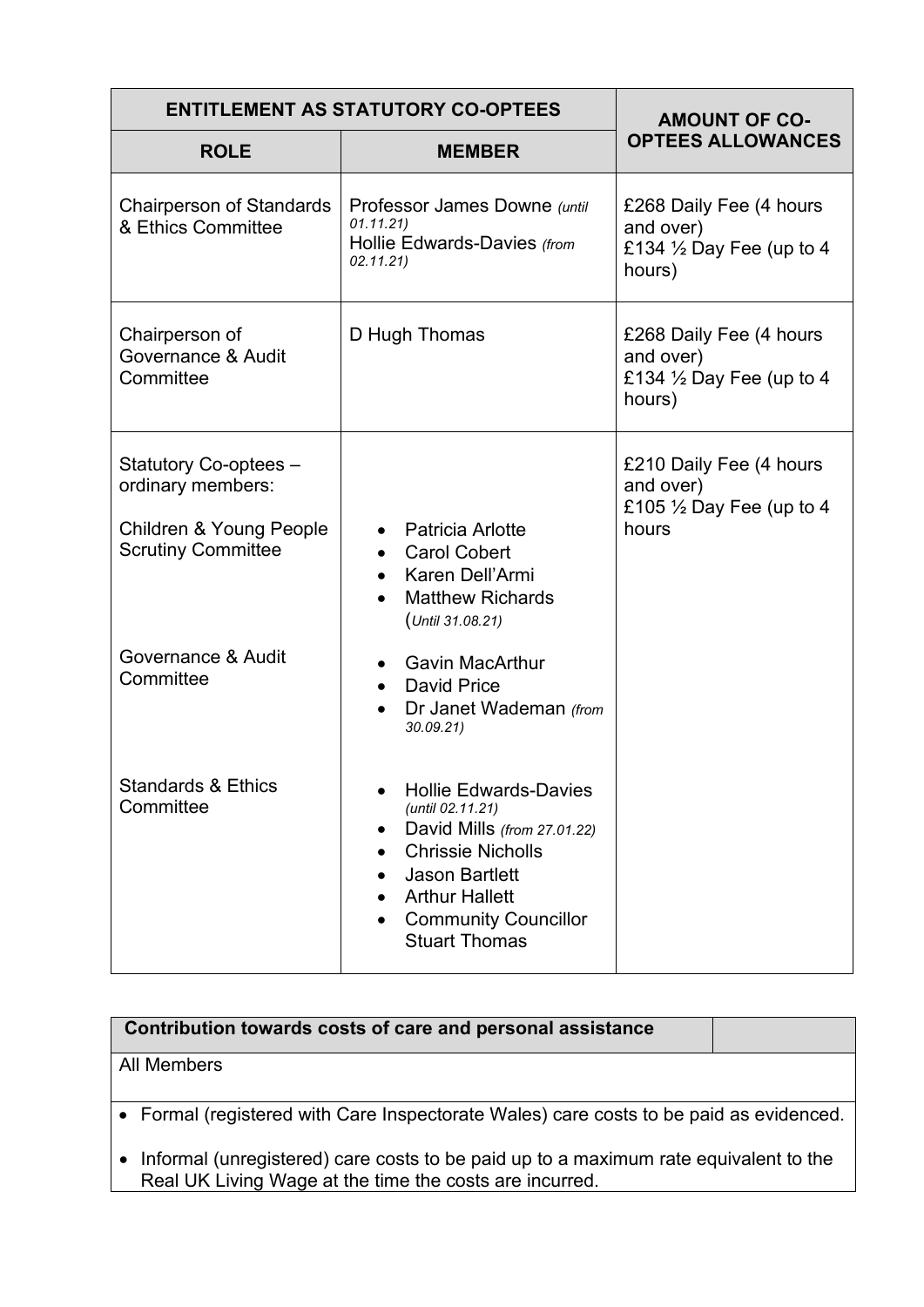| ENTITLEMENT AS STATUTORY CO-OPTEES | | AMOUNT OF CO-OPTEES ALLOWANCES |
|---|---|---|
| **ROLE** | **MEMBER** | |
| Chairperson of Standards & Ethics Committee | Professor James Downe *(until 01.11.21)*<br>Hollie Edwards-Davies *(from 02.11.21)* | £268 Daily Fee (4 hours and over)<br>£134 ½ Day Fee (up to 4 hours) |
| Chairperson of Governance & Audit Committee | D Hugh Thomas | £268 Daily Fee (4 hours and over)<br>£134 ½ Day Fee (up to 4 hours) |
| Statutory Co-optees – ordinary members:<br><br>Children & Young People Scrutiny Committee | • Patricia Arlotte<br>• Carol Cobert<br>• Karen Dell'Armi<br>• Matthew Richards (*Until 31.08.21)* | £210 Daily Fee (4 hours and over)<br>£105 ½ Day Fee (up to 4 hours |
| Governance & Audit Committee | • Gavin MacArthur<br>• David Price<br>• Dr Janet Wademan *(from 30.09.21)* | |
| Standards & Ethics Committee | • Hollie Edwards-Davies *(until 02.11.21)*<br>• David Mills *(from 27.01.22)*<br>• Chrissie Nicholls<br>• Jason Bartlett<br>• Arthur Hallett<br>• Community Councillor Stuart Thomas | |

| **Contribution towards costs of care and personal assistance** | |
|---|---|
| All Members | |

- Formal (registered with Care Inspectorate Wales) care costs to be paid as evidenced.
- Informal (unregistered) care costs to be paid up to a maximum rate equivalent to the Real UK Living Wage at the time the costs are incurred.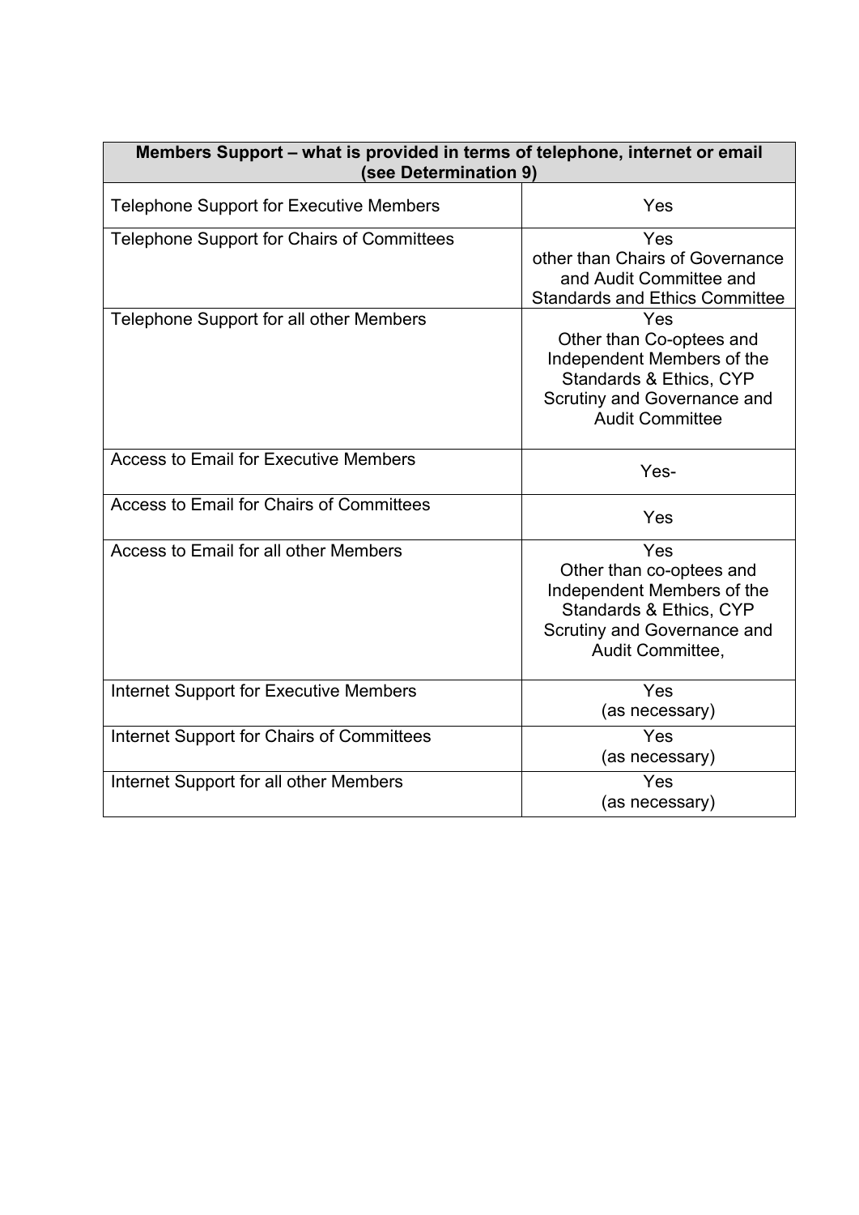| Members Support – what is provided in terms of telephone, internet or email (see Determination 9) | |
|---|---|
| Telephone Support for Executive Members | Yes |
| Telephone Support for Chairs of Committees | Yes other than Chairs of Governance and Audit Committee and Standards and Ethics Committee |
| Telephone Support for all other Members | Yes Other than Co-optees and Independent Members of the Standards & Ethics, CYP Scrutiny and Governance and Audit Committee |
| Access to Email for Executive Members | Yes- |
| Access to Email for Chairs of Committees | Yes |
| Access to Email for all other Members | Yes Other than co-optees and Independent Members of the Standards & Ethics, CYP Scrutiny and Governance and Audit Committee, |
| Internet Support for Executive Members | Yes (as necessary) |
| Internet Support for Chairs of Committees | Yes (as necessary) |
| Internet Support for all other Members | Yes (as necessary) |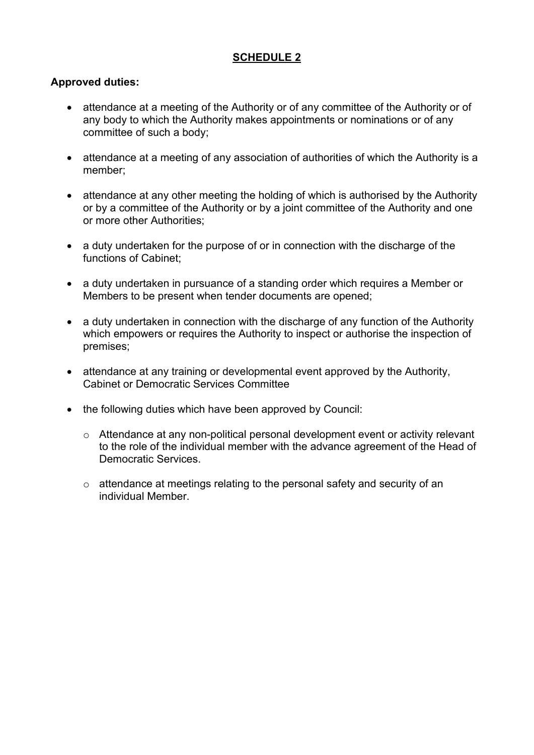# SCHEDULE 2

**Approved duties:**

- attendance at a meeting of the Authority or of any committee of the Authority or of any body to which the Authority makes appointments or nominations or of any committee of such a body;
- attendance at a meeting of any association of authorities of which the Authority is a member;
- attendance at any other meeting the holding of which is authorised by the Authority or by a committee of the Authority or by a joint committee of the Authority and one or more other Authorities;
- a duty undertaken for the purpose of or in connection with the discharge of the functions of Cabinet;
- a duty undertaken in pursuance of a standing order which requires a Member or Members to be present when tender documents are opened;
- a duty undertaken in connection with the discharge of any function of the Authority which empowers or requires the Authority to inspect or authorise the inspection of premises;
- attendance at any training or developmental event approved by the Authority, Cabinet or Democratic Services Committee
- the following duties which have been approved by Council:
  - Attendance at any non-political personal development event or activity relevant to the role of the individual member with the advance agreement of the Head of Democratic Services.
  - attendance at meetings relating to the personal safety and security of an individual Member.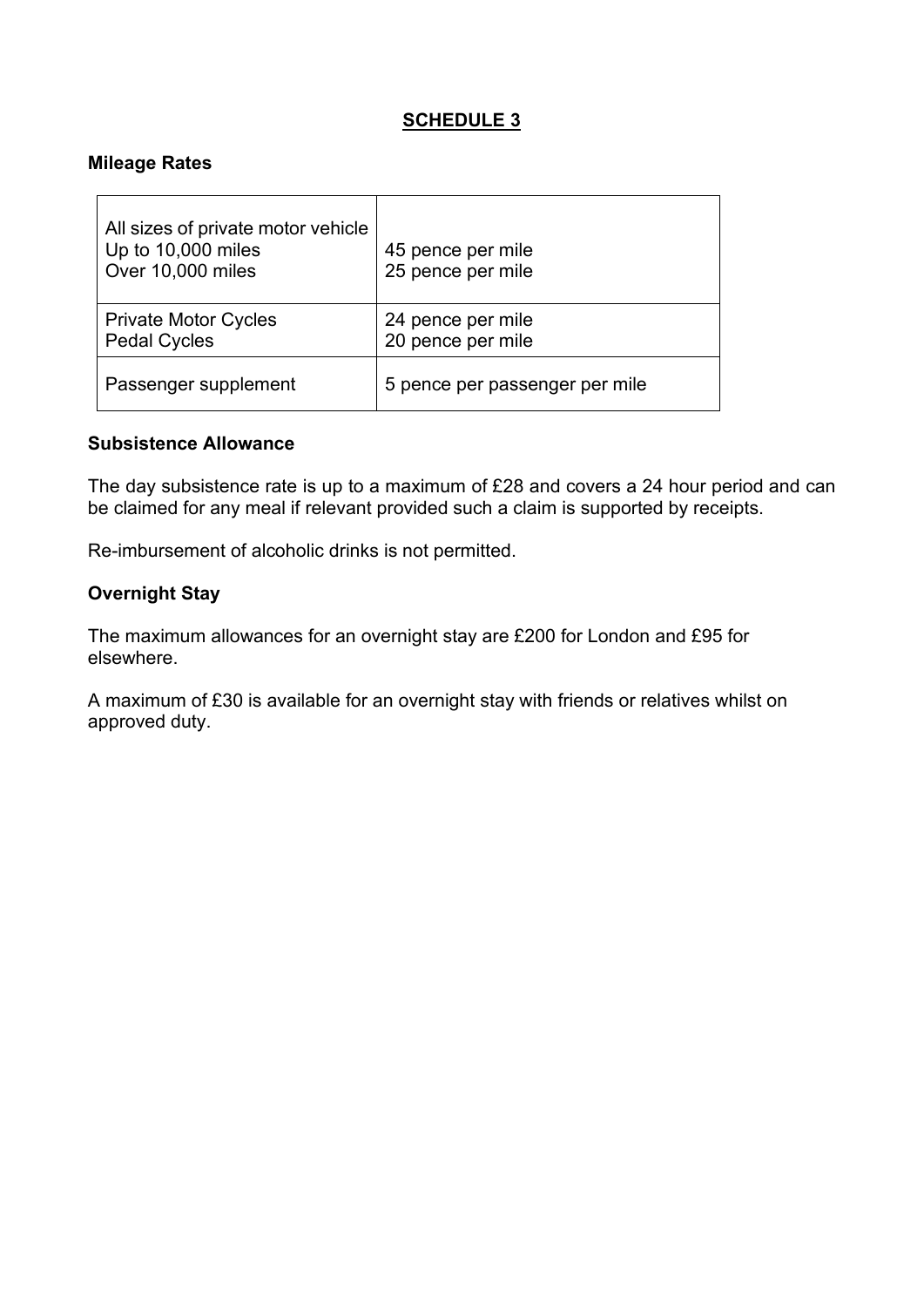## SCHEDULE 3

### Mileage Rates

| | |
|---|---|
| All sizes of private motor vehicle<br>Up to 10,000 miles<br>Over 10,000 miles | <br>45 pence per mile<br>25 pence per mile |
| Private Motor Cycles<br>Pedal Cycles | 24 pence per mile<br>20 pence per mile |
| Passenger supplement | 5 pence per passenger per mile |

### Subsistence Allowance

The day subsistence rate is up to a maximum of £28 and covers a 24 hour period and can be claimed for any meal if relevant provided such a claim is supported by receipts.

Re-imbursement of alcoholic drinks is not permitted.

### Overnight Stay

The maximum allowances for an overnight stay are £200 for London and £95 for elsewhere.

A maximum of £30 is available for an overnight stay with friends or relatives whilst on approved duty.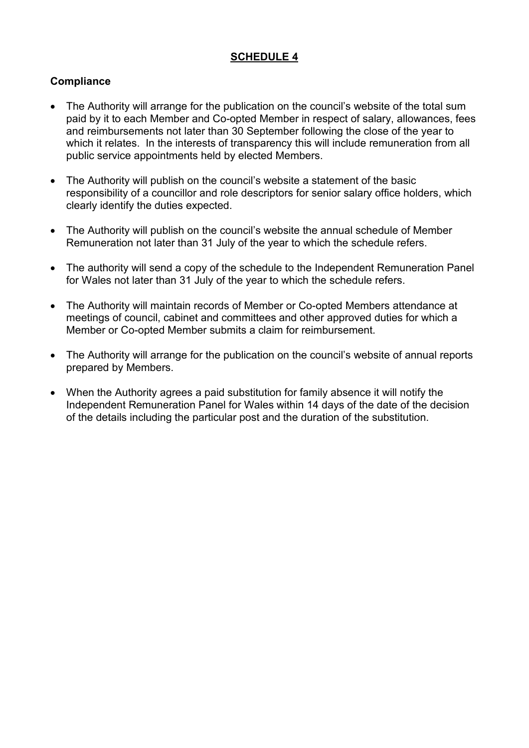# SCHEDULE 4

**Compliance**

- The Authority will arrange for the publication on the council's website of the total sum paid by it to each Member and Co-opted Member in respect of salary, allowances, fees and reimbursements not later than 30 September following the close of the year to which it relates. In the interests of transparency this will include remuneration from all public service appointments held by elected Members.

- The Authority will publish on the council's website a statement of the basic responsibility of a councillor and role descriptors for senior salary office holders, which clearly identify the duties expected.

- The Authority will publish on the council's website the annual schedule of Member Remuneration not later than 31 July of the year to which the schedule refers.

- The authority will send a copy of the schedule to the Independent Remuneration Panel for Wales not later than 31 July of the year to which the schedule refers.

- The Authority will maintain records of Member or Co-opted Members attendance at meetings of council, cabinet and committees and other approved duties for which a Member or Co-opted Member submits a claim for reimbursement.

- The Authority will arrange for the publication on the council's website of annual reports prepared by Members.

- When the Authority agrees a paid substitution for family absence it will notify the Independent Remuneration Panel for Wales within 14 days of the date of the decision of the details including the particular post and the duration of the substitution.